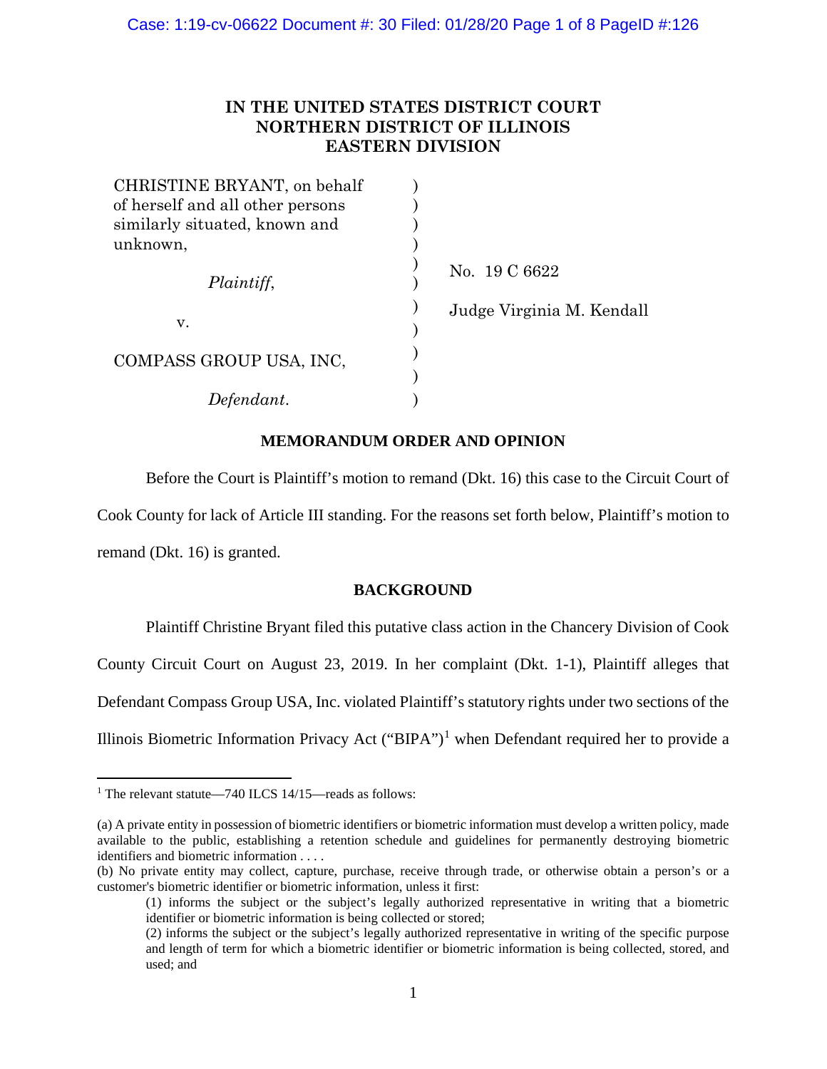# IN THE UNITED STATES DISTRICT COURT NORTHERN DISTRICT OF ILLINOIS EASTERN DIVISION

| | | |
|---|---|---|
| CHRISTINE BRYANT, on behalf of herself and all other persons similarly situated, known and unknown, | ) | |
| *Plaintiff*, | ) | No. 19 C 6622 |
| v. | ) | Judge Virginia M. Kendall |
| COMPASS GROUP USA, INC, | ) | |
| *Defendant*. | ) | |

## MEMORANDUM ORDER AND OPINION

Before the Court is Plaintiff's motion to remand (Dkt. 16) this case to the Circuit Court of Cook County for lack of Article III standing. For the reasons set forth below, Plaintiff's motion to remand (Dkt. 16) is granted.

## BACKGROUND

Plaintiff Christine Bryant filed this putative class action in the Chancery Division of Cook County Circuit Court on August 23, 2019. In her complaint (Dkt. 1-1), Plaintiff alleges that Defendant Compass Group USA, Inc. violated Plaintiff's statutory rights under two sections of the Illinois Biometric Information Privacy Act ("BIPA")[1] when Defendant required her to provide a

---

[1] The relevant statute—740 ILCS 14/15—reads as follows:

(a) A private entity in possession of biometric identifiers or biometric information must develop a written policy, made available to the public, establishing a retention schedule and guidelines for permanently destroying biometric identifiers and biometric information . . . .

(b) No private entity may collect, capture, purchase, receive through trade, or otherwise obtain a person's or a customer's biometric identifier or biometric information, unless it first:

> (1) informs the subject or the subject's legally authorized representative in writing that a biometric identifier or biometric information is being collected or stored;
>
> (2) informs the subject or the subject's legally authorized representative in writing of the specific purpose and length of term for which a biometric identifier or biometric information is being collected, stored, and used; and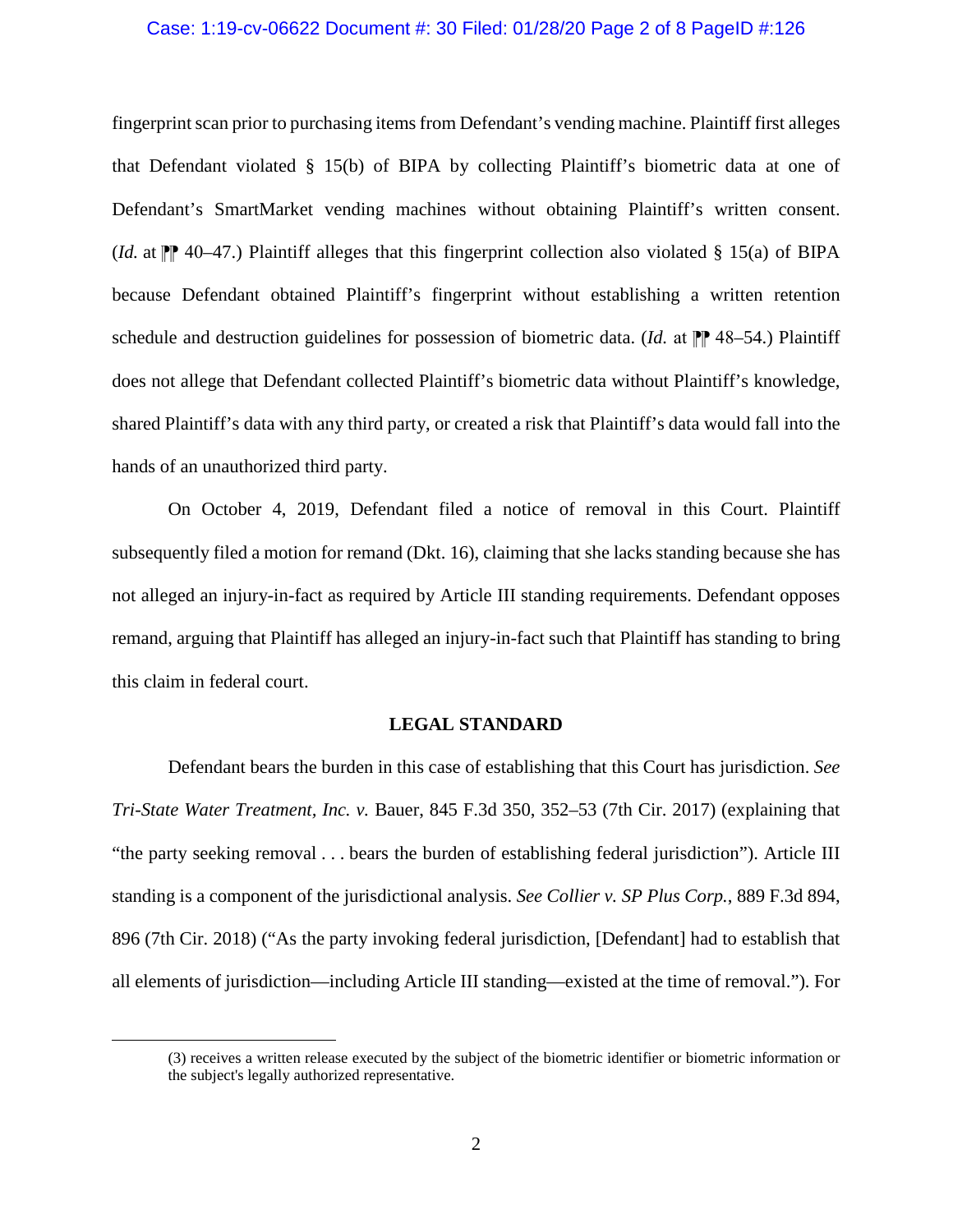fingerprint scan prior to purchasing items from Defendant's vending machine. Plaintiff first alleges that Defendant violated § 15(b) of BIPA by collecting Plaintiff's biometric data at one of Defendant's SmartMarket vending machines without obtaining Plaintiff's written consent. (*Id.* at ¶¶ 40–47.) Plaintiff alleges that this fingerprint collection also violated § 15(a) of BIPA because Defendant obtained Plaintiff's fingerprint without establishing a written retention schedule and destruction guidelines for possession of biometric data. (*Id.* at ¶¶ 48–54.) Plaintiff does not allege that Defendant collected Plaintiff's biometric data without Plaintiff's knowledge, shared Plaintiff's data with any third party, or created a risk that Plaintiff's data would fall into the hands of an unauthorized third party.

On October 4, 2019, Defendant filed a notice of removal in this Court. Plaintiff subsequently filed a motion for remand (Dkt. 16), claiming that she lacks standing because she has not alleged an injury-in-fact as required by Article III standing requirements. Defendant opposes remand, arguing that Plaintiff has alleged an injury-in-fact such that Plaintiff has standing to bring this claim in federal court.

## LEGAL STANDARD

Defendant bears the burden in this case of establishing that this Court has jurisdiction. *See Tri-State Water Treatment, Inc. v.* Bauer, 845 F.3d 350, 352–53 (7th Cir. 2017) (explaining that "the party seeking removal . . . bears the burden of establishing federal jurisdiction"). Article III standing is a component of the jurisdictional analysis. *See Collier v. SP Plus Corp.*, 889 F.3d 894, 896 (7th Cir. 2018) ("As the party invoking federal jurisdiction, [Defendant] had to establish that all elements of jurisdiction—including Article III standing—existed at the time of removal."). For

---

(3) receives a written release executed by the subject of the biometric identifier or biometric information or the subject's legally authorized representative.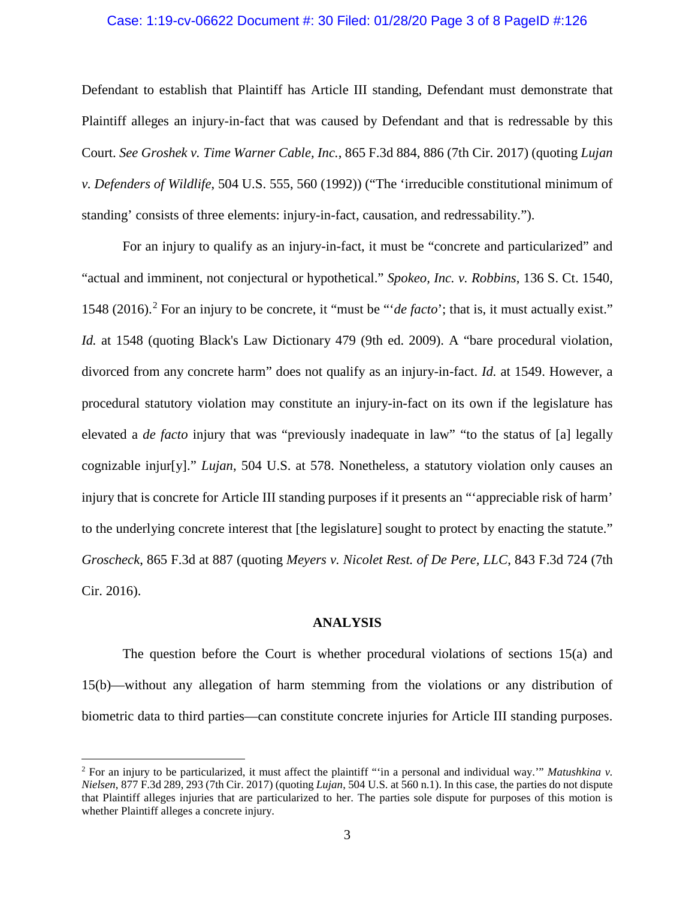Defendant to establish that Plaintiff has Article III standing, Defendant must demonstrate that Plaintiff alleges an injury-in-fact that was caused by Defendant and that is redressable by this Court. *See Groshek v. Time Warner Cable, Inc.*, 865 F.3d 884, 886 (7th Cir. 2017) (quoting *Lujan v. Defenders of Wildlife*, 504 U.S. 555, 560 (1992)) ("The 'irreducible constitutional minimum of standing' consists of three elements: injury-in-fact, causation, and redressability.").

For an injury to qualify as an injury-in-fact, it must be "concrete and particularized" and "actual and imminent, not conjectural or hypothetical." *Spokeo, Inc. v. Robbins*, 136 S. Ct. 1540, 1548 (2016).[2] For an injury to be concrete, it "must be "'*de facto*'; that is, it must actually exist." *Id.* at 1548 (quoting Black's Law Dictionary 479 (9th ed. 2009). A "bare procedural violation, divorced from any concrete harm" does not qualify as an injury-in-fact. *Id.* at 1549. However, a procedural statutory violation may constitute an injury-in-fact on its own if the legislature has elevated a *de facto* injury that was "previously inadequate in law" "to the status of [a] legally cognizable injur[y]." *Lujan*, 504 U.S. at 578. Nonetheless, a statutory violation only causes an injury that is concrete for Article III standing purposes if it presents an "'appreciable risk of harm' to the underlying concrete interest that [the legislature] sought to protect by enacting the statute." *Groscheck*, 865 F.3d at 887 (quoting *Meyers v. Nicolet Rest. of De Pere, LLC*, 843 F.3d 724 (7th Cir. 2016).

**ANALYSIS**

The question before the Court is whether procedural violations of sections 15(a) and 15(b)—without any allegation of harm stemming from the violations or any distribution of biometric data to third parties—can constitute concrete injuries for Article III standing purposes.

---

[2] For an injury to be particularized, it must affect the plaintiff "'in a personal and individual way.'" *Matushkina v. Nielsen*, 877 F.3d 289, 293 (7th Cir. 2017) (quoting *Lujan*, 504 U.S. at 560 n.1). In this case, the parties do not dispute that Plaintiff alleges injuries that are particularized to her. The parties sole dispute for purposes of this motion is whether Plaintiff alleges a concrete injury.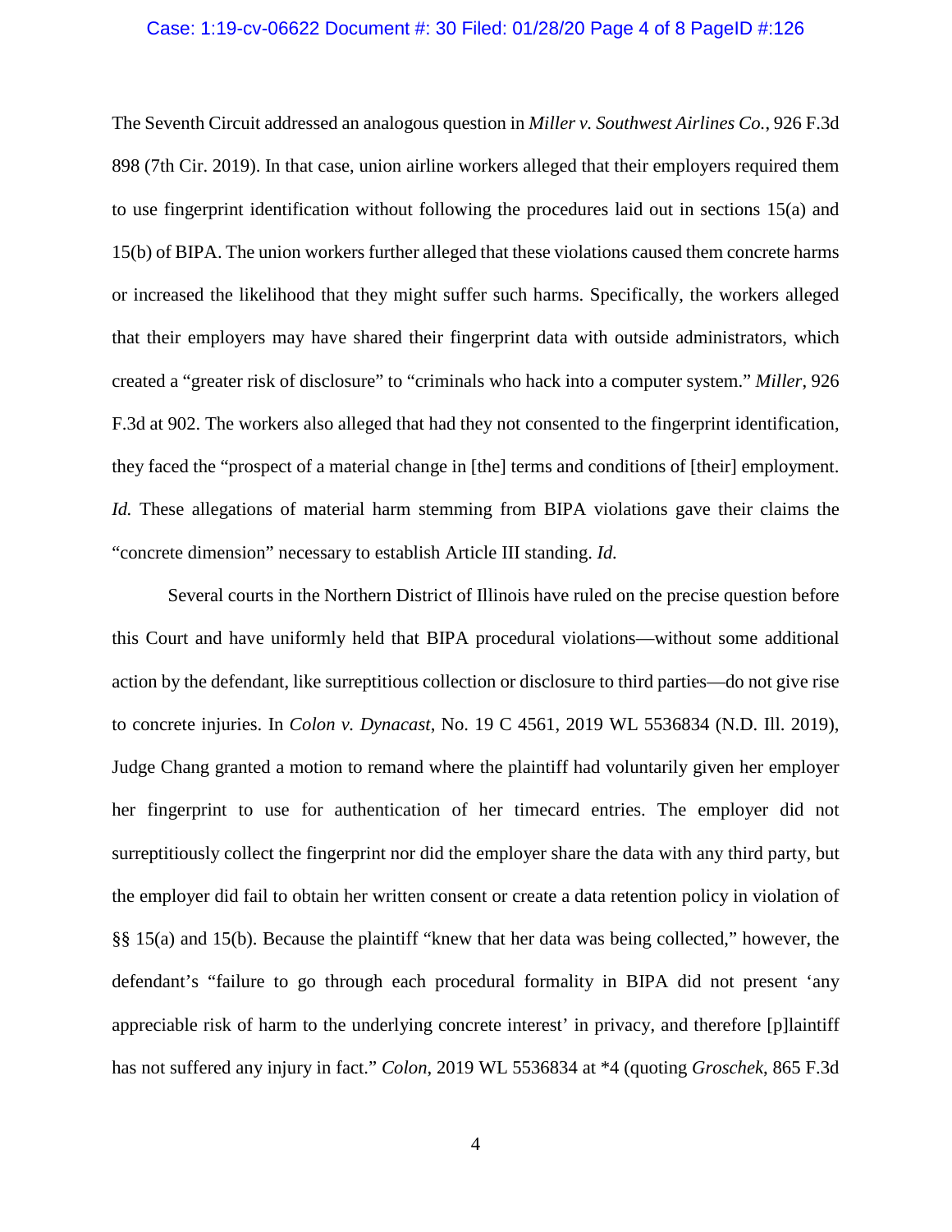The Seventh Circuit addressed an analogous question in *Miller v. Southwest Airlines Co.*, 926 F.3d 898 (7th Cir. 2019). In that case, union airline workers alleged that their employers required them to use fingerprint identification without following the procedures laid out in sections 15(a) and 15(b) of BIPA. The union workers further alleged that these violations caused them concrete harms or increased the likelihood that they might suffer such harms. Specifically, the workers alleged that their employers may have shared their fingerprint data with outside administrators, which created a "greater risk of disclosure" to "criminals who hack into a computer system." *Miller*, 926 F.3d at 902. The workers also alleged that had they not consented to the fingerprint identification, they faced the "prospect of a material change in [the] terms and conditions of [their] employment. *Id.* These allegations of material harm stemming from BIPA violations gave their claims the "concrete dimension" necessary to establish Article III standing. *Id.*

Several courts in the Northern District of Illinois have ruled on the precise question before this Court and have uniformly held that BIPA procedural violations—without some additional action by the defendant, like surreptitious collection or disclosure to third parties—do not give rise to concrete injuries. In *Colon v. Dynacast*, No. 19 C 4561, 2019 WL 5536834 (N.D. Ill. 2019), Judge Chang granted a motion to remand where the plaintiff had voluntarily given her employer her fingerprint to use for authentication of her timecard entries. The employer did not surreptitiously collect the fingerprint nor did the employer share the data with any third party, but the employer did fail to obtain her written consent or create a data retention policy in violation of §§ 15(a) and 15(b). Because the plaintiff "knew that her data was being collected," however, the defendant's "failure to go through each procedural formality in BIPA did not present 'any appreciable risk of harm to the underlying concrete interest' in privacy, and therefore [p]laintiff has not suffered any injury in fact." *Colon*, 2019 WL 5536834 at *4 (quoting *Groschek*, 865 F.3d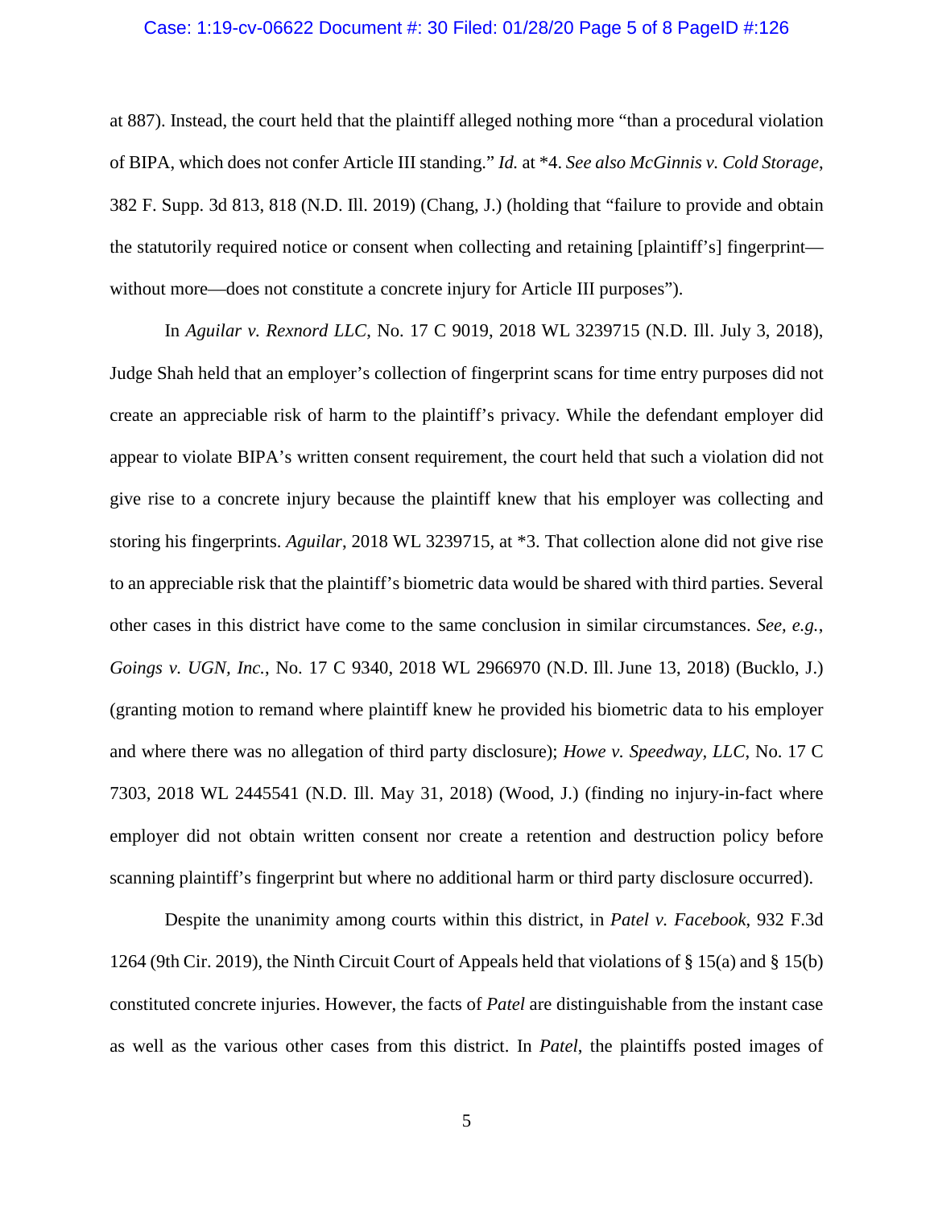at 887). Instead, the court held that the plaintiff alleged nothing more "than a procedural violation of BIPA, which does not confer Article III standing." *Id.* at *4. *See also McGinnis v. Cold Storage*, 382 F. Supp. 3d 813, 818 (N.D. Ill. 2019) (Chang, J.) (holding that "failure to provide and obtain the statutorily required notice or consent when collecting and retaining [plaintiff's] fingerprint—without more—does not constitute a concrete injury for Article III purposes").

In *Aguilar v. Rexnord LLC*, No. 17 C 9019, 2018 WL 3239715 (N.D. Ill. July 3, 2018), Judge Shah held that an employer's collection of fingerprint scans for time entry purposes did not create an appreciable risk of harm to the plaintiff's privacy. While the defendant employer did appear to violate BIPA's written consent requirement, the court held that such a violation did not give rise to a concrete injury because the plaintiff knew that his employer was collecting and storing his fingerprints. *Aguilar*, 2018 WL 3239715, at *3. That collection alone did not give rise to an appreciable risk that the plaintiff's biometric data would be shared with third parties. Several other cases in this district have come to the same conclusion in similar circumstances. *See, e.g.*, *Goings v. UGN, Inc.*, No. 17 C 9340, 2018 WL 2966970 (N.D. Ill. June 13, 2018) (Bucklo, J.) (granting motion to remand where plaintiff knew he provided his biometric data to his employer and where there was no allegation of third party disclosure); *Howe v. Speedway, LLC*, No. 17 C 7303, 2018 WL 2445541 (N.D. Ill. May 31, 2018) (Wood, J.) (finding no injury-in-fact where employer did not obtain written consent nor create a retention and destruction policy before scanning plaintiff's fingerprint but where no additional harm or third party disclosure occurred).

Despite the unanimity among courts within this district, in *Patel v. Facebook*, 932 F.3d 1264 (9th Cir. 2019), the Ninth Circuit Court of Appeals held that violations of § 15(a) and § 15(b) constituted concrete injuries. However, the facts of *Patel* are distinguishable from the instant case as well as the various other cases from this district. In *Patel*, the plaintiffs posted images of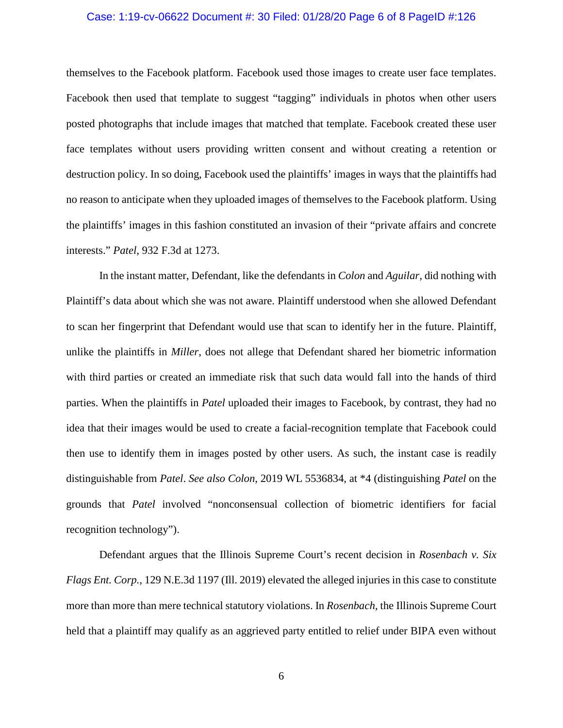themselves to the Facebook platform. Facebook used those images to create user face templates. Facebook then used that template to suggest "tagging" individuals in photos when other users posted photographs that include images that matched that template. Facebook created these user face templates without users providing written consent and without creating a retention or destruction policy. In so doing, Facebook used the plaintiffs' images in ways that the plaintiffs had no reason to anticipate when they uploaded images of themselves to the Facebook platform. Using the plaintiffs' images in this fashion constituted an invasion of their "private affairs and concrete interests." *Patel*, 932 F.3d at 1273.

In the instant matter, Defendant, like the defendants in *Colon* and *Aguilar*, did nothing with Plaintiff's data about which she was not aware. Plaintiff understood when she allowed Defendant to scan her fingerprint that Defendant would use that scan to identify her in the future. Plaintiff, unlike the plaintiffs in *Miller*, does not allege that Defendant shared her biometric information with third parties or created an immediate risk that such data would fall into the hands of third parties. When the plaintiffs in *Patel* uploaded their images to Facebook, by contrast, they had no idea that their images would be used to create a facial-recognition template that Facebook could then use to identify them in images posted by other users. As such, the instant case is readily distinguishable from *Patel*. *See also Colon*, 2019 WL 5536834, at *4 (distinguishing *Patel* on the grounds that *Patel* involved "nonconsensual collection of biometric identifiers for facial recognition technology").

Defendant argues that the Illinois Supreme Court's recent decision in *Rosenbach v. Six Flags Ent. Corp.*, 129 N.E.3d 1197 (Ill. 2019) elevated the alleged injuries in this case to constitute more than more than mere technical statutory violations. In *Rosenbach*, the Illinois Supreme Court held that a plaintiff may qualify as an aggrieved party entitled to relief under BIPA even without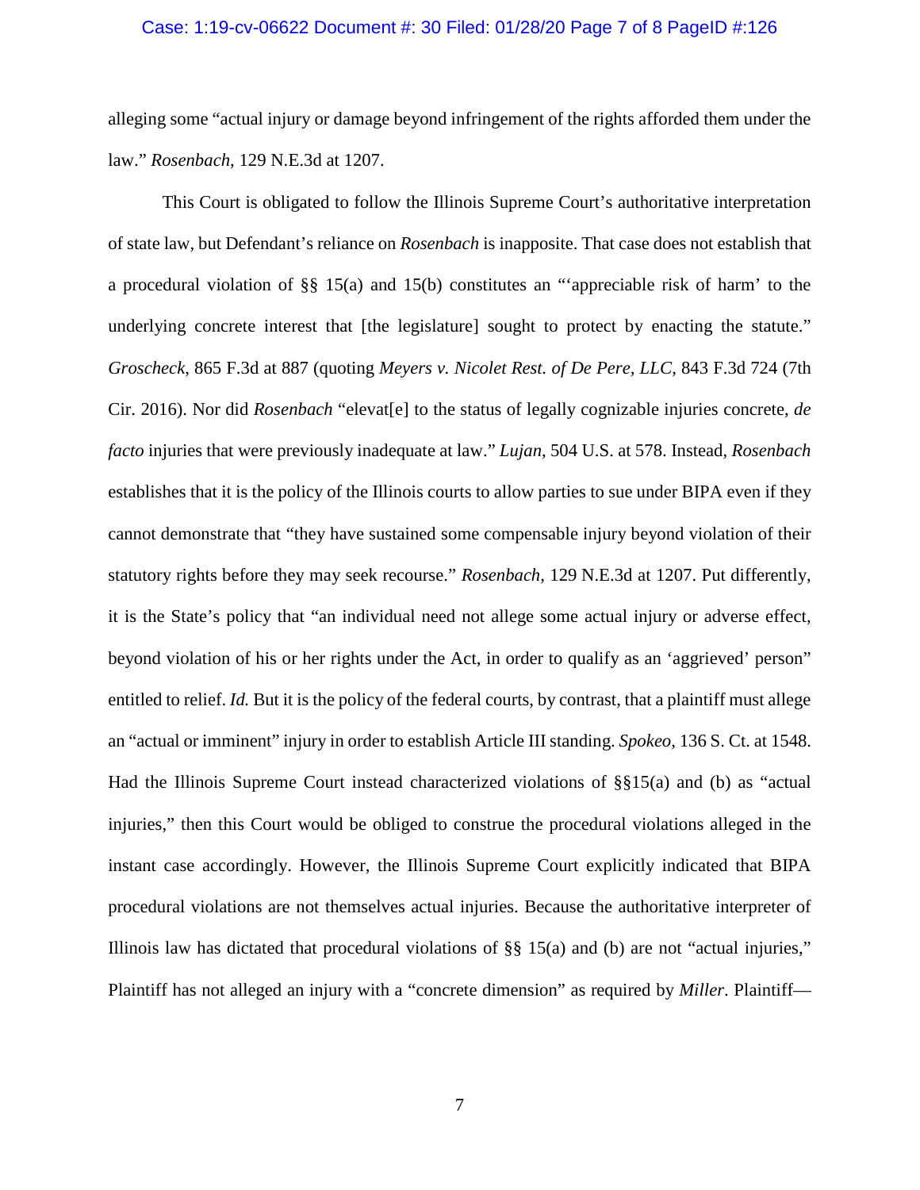alleging some "actual injury or damage beyond infringement of the rights afforded them under the law." *Rosenbach*, 129 N.E.3d at 1207.

This Court is obligated to follow the Illinois Supreme Court's authoritative interpretation of state law, but Defendant's reliance on *Rosenbach* is inapposite. That case does not establish that a procedural violation of §§ 15(a) and 15(b) constitutes an "'appreciable risk of harm' to the underlying concrete interest that [the legislature] sought to protect by enacting the statute." *Groscheck*, 865 F.3d at 887 (quoting *Meyers v. Nicolet Rest. of De Pere, LLC*, 843 F.3d 724 (7th Cir. 2016). Nor did *Rosenbach* "elevat[e] to the status of legally cognizable injuries concrete, *de facto* injuries that were previously inadequate at law." *Lujan*, 504 U.S. at 578. Instead, *Rosenbach* establishes that it is the policy of the Illinois courts to allow parties to sue under BIPA even if they cannot demonstrate that "they have sustained some compensable injury beyond violation of their statutory rights before they may seek recourse." *Rosenbach*, 129 N.E.3d at 1207. Put differently, it is the State's policy that "an individual need not allege some actual injury or adverse effect, beyond violation of his or her rights under the Act, in order to qualify as an 'aggrieved' person" entitled to relief. *Id.* But it is the policy of the federal courts, by contrast, that a plaintiff must allege an "actual or imminent" injury in order to establish Article III standing. *Spokeo*, 136 S. Ct. at 1548. Had the Illinois Supreme Court instead characterized violations of §§15(a) and (b) as "actual injuries," then this Court would be obliged to construe the procedural violations alleged in the instant case accordingly. However, the Illinois Supreme Court explicitly indicated that BIPA procedural violations are not themselves actual injuries. Because the authoritative interpreter of Illinois law has dictated that procedural violations of §§ 15(a) and (b) are not "actual injuries," Plaintiff has not alleged an injury with a "concrete dimension" as required by *Miller*. Plaintiff—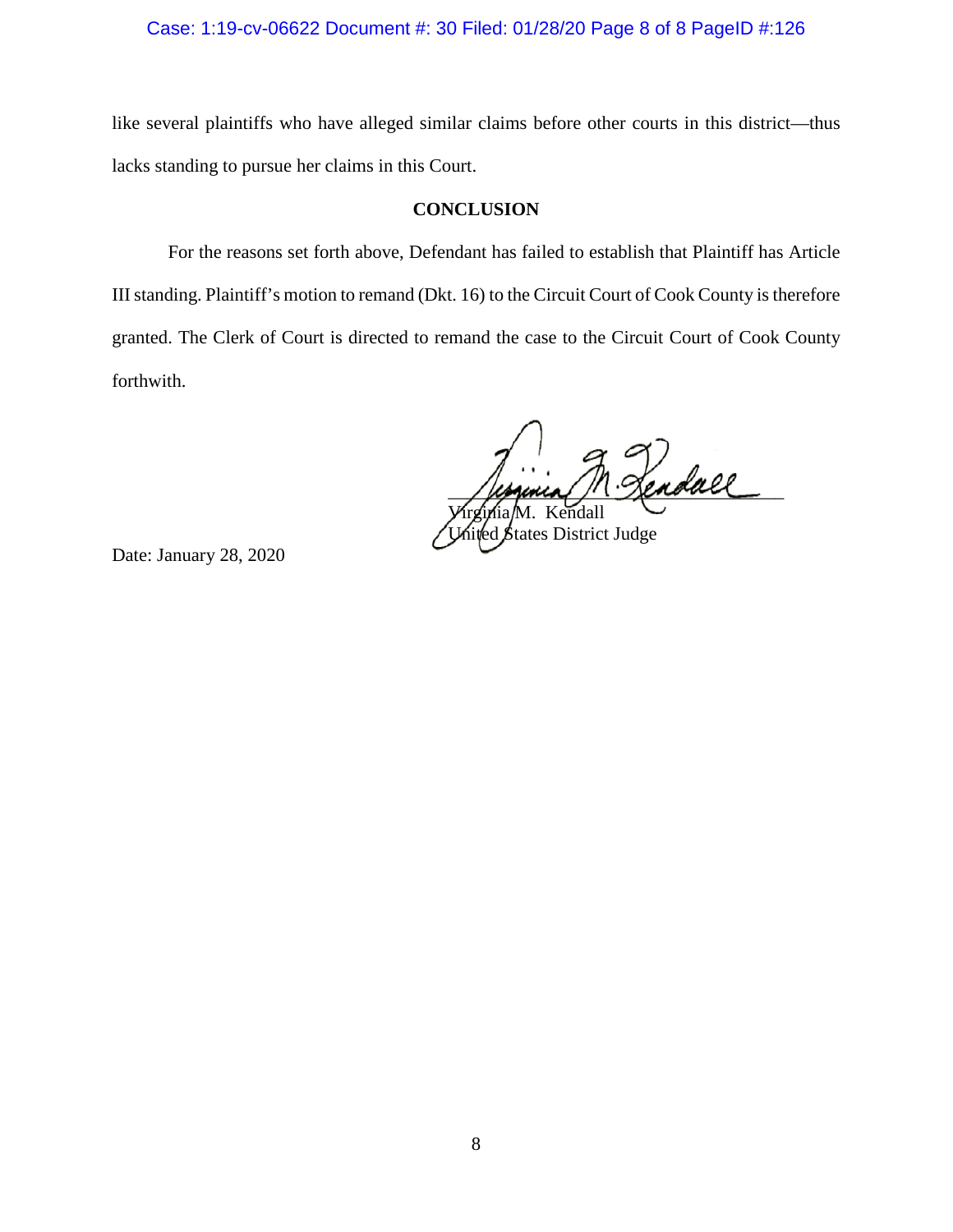like several plaintiffs who have alleged similar claims before other courts in this district—thus lacks standing to pursue her claims in this Court.

## CONCLUSION

For the reasons set forth above, Defendant has failed to establish that Plaintiff has Article III standing. Plaintiff's motion to remand (Dkt. 16) to the Circuit Court of Cook County is therefore granted. The Clerk of Court is directed to remand the case to the Circuit Court of Cook County forthwith.

Virginia M. Kendall
United States District Judge

Date: January 28, 2020